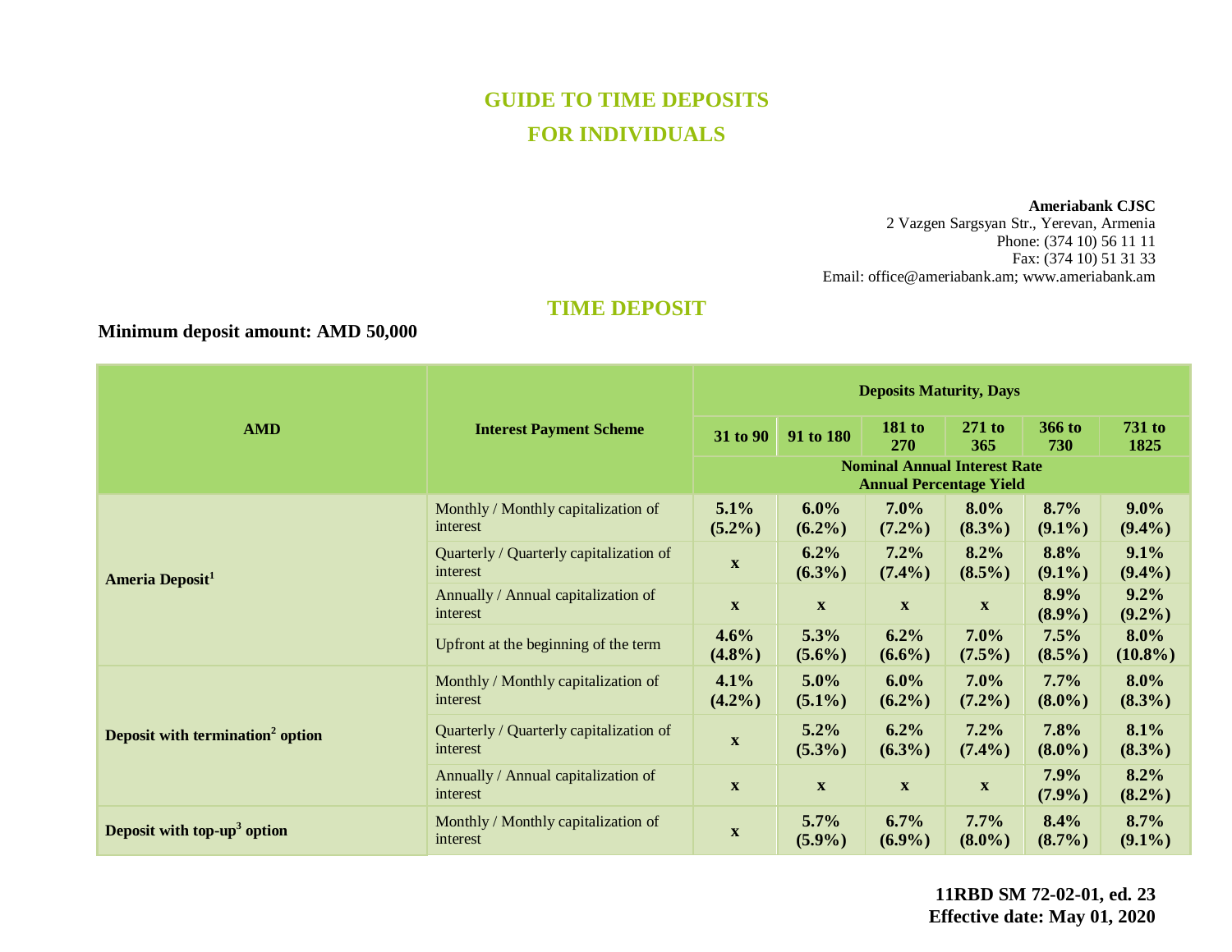# GUIDE TO TIME DEPOSITS

# FOR INDIVIDUALS

**Ameriabank CJSC**
2 Vazgen Sargsyan Str., Yerevan, Armenia
Phone: (374 10) 56 11 11
Fax: (374 10) 51 31 33
Email: office@ameriabank.am; www.ameriabank.am

## TIME DEPOSIT

**Minimum deposit amount: AMD 50,000**

| AMD | Interest Payment Scheme | Deposits Maturity, Days | | | | | |
|---|---|---|---|---|---|---|---|
| | | 31 to 90 | 91 to 180 | 181 to 270 | 271 to 365 | 366 to 730 | 731 to 1825 |
| | | Nominal Annual Interest Rate Annual Percentage Yield | | | | | |
| **Ameria Deposit[1]** | Monthly / Monthly capitalization of interest | **5.1% (5.2%)** | **6.0% (6.2%)** | **7.0% (7.2%)** | **8.0% (8.3%)** | **8.7% (9.1%)** | **9.0% (9.4%)** |
| | Quarterly / Quarterly capitalization of interest | **x** | **6.2% (6.3%)** | **7.2% (7.4%)** | **8.2% (8.5%)** | **8.8% (9.1%)** | **9.1% (9.4%)** |
| | Annually / Annual capitalization of interest | **x** | **x** | **x** | **x** | **8.9% (8.9%)** | **9.2% (9.2%)** |
| | Upfront at the beginning of the term | **4.6% (4.8%)** | **5.3% (5.6%)** | **6.2% (6.6%)** | **7.0% (7.5%)** | **7.5% (8.5%)** | **8.0% (10.8%)** |
| **Deposit with termination[2] option** | Monthly / Monthly capitalization of interest | **4.1% (4.2%)** | **5.0% (5.1%)** | **6.0% (6.2%)** | **7.0% (7.2%)** | **7.7% (8.0%)** | **8.0% (8.3%)** |
| | Quarterly / Quarterly capitalization of interest | **x** | **5.2% (5.3%)** | **6.2% (6.3%)** | **7.2% (7.4%)** | **7.8% (8.0%)** | **8.1% (8.3%)** |
| | Annually / Annual capitalization of interest | **x** | **x** | **x** | **x** | **7.9% (7.9%)** | **8.2% (8.2%)** |
| **Deposit with top-up[3] option** | Monthly / Monthly capitalization of interest | **x** | **5.7% (5.9%)** | **6.7% (6.9%)** | **7.7% (8.0%)** | **8.4% (8.7%)** | **8.7% (9.1%)** |

**11RBD SM 72-02-01, ed. 23**
**Effective date: May 01, 2020**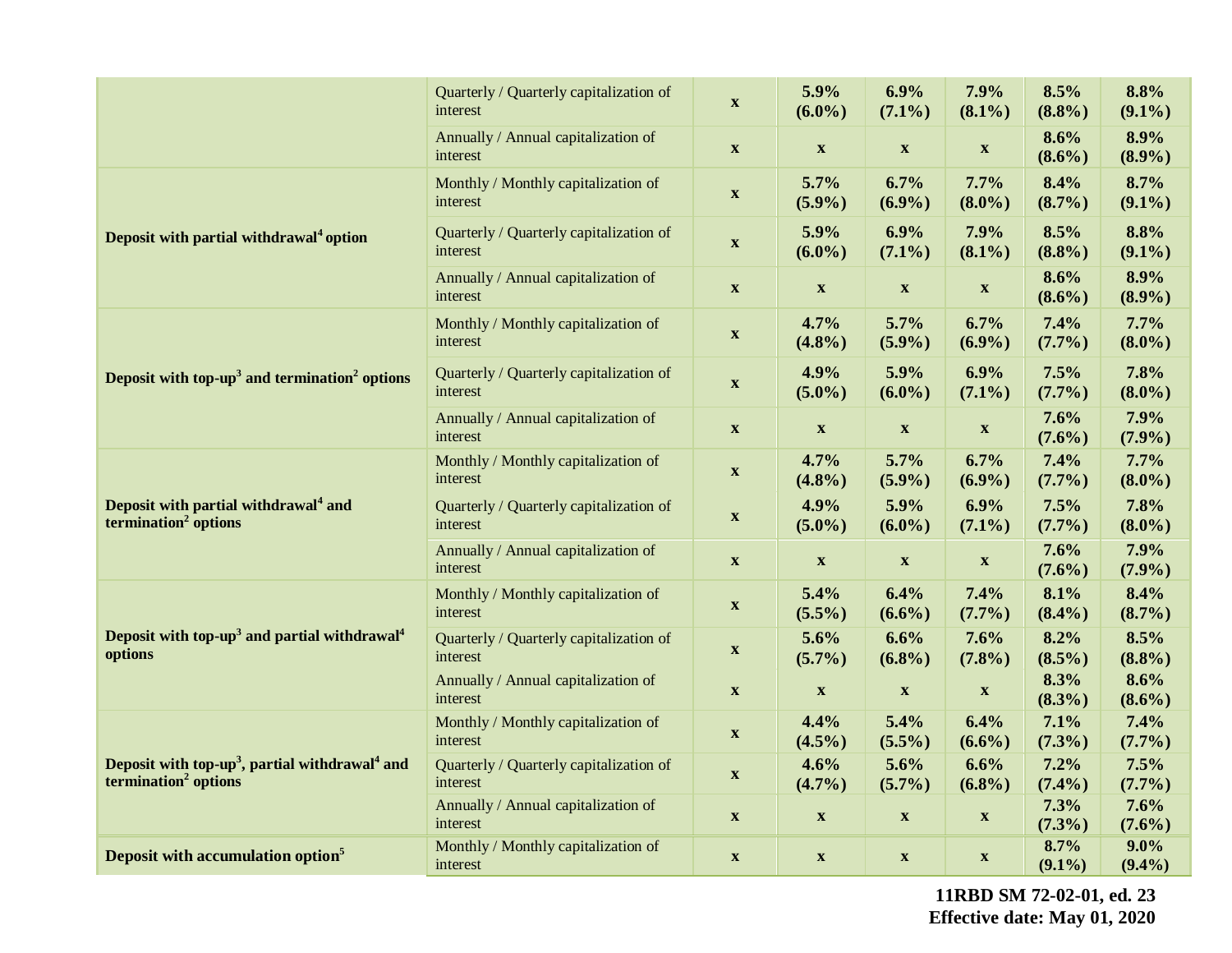| | | | | | | | |
|---|---|---|---|---|---|---|---|
| | Quarterly / Quarterly capitalization of interest | **x** | **5.9% (6.0%)** | **6.9% (7.1%)** | **7.9% (8.1%)** | **8.5% (8.8%)** | **8.8% (9.1%)** |
| | Annually / Annual capitalization of interest | **x** | **x** | **x** | **x** | **8.6% (8.6%)** | **8.9% (8.9%)** |
| **Deposit with partial withdrawal[4] option** | Monthly / Monthly capitalization of interest | **x** | **5.7% (5.9%)** | **6.7% (6.9%)** | **7.7% (8.0%)** | **8.4% (8.7%)** | **8.7% (9.1%)** |
| | Quarterly / Quarterly capitalization of interest | **x** | **5.9% (6.0%)** | **6.9% (7.1%)** | **7.9% (8.1%)** | **8.5% (8.8%)** | **8.8% (9.1%)** |
| | Annually / Annual capitalization of interest | **x** | **x** | **x** | **x** | **8.6% (8.6%)** | **8.9% (8.9%)** |
| **Deposit with top-up[3] and termination[2] options** | Monthly / Monthly capitalization of interest | **x** | **4.7% (4.8%)** | **5.7% (5.9%)** | **6.7% (6.9%)** | **7.4% (7.7%)** | **7.7% (8.0%)** |
| | Quarterly / Quarterly capitalization of interest | **x** | **4.9% (5.0%)** | **5.9% (6.0%)** | **6.9% (7.1%)** | **7.5% (7.7%)** | **7.8% (8.0%)** |
| | Annually / Annual capitalization of interest | **x** | **x** | **x** | **x** | **7.6% (7.6%)** | **7.9% (7.9%)** |
| **Deposit with partial withdrawal[4] and termination[2] options** | Monthly / Monthly capitalization of interest | **x** | **4.7% (4.8%)** | **5.7% (5.9%)** | **6.7% (6.9%)** | **7.4% (7.7%)** | **7.7% (8.0%)** |
| | Quarterly / Quarterly capitalization of interest | **x** | **4.9% (5.0%)** | **5.9% (6.0%)** | **6.9% (7.1%)** | **7.5% (7.7%)** | **7.8% (8.0%)** |
| | Annually / Annual capitalization of interest | **x** | **x** | **x** | **x** | **7.6% (7.6%)** | **7.9% (7.9%)** |
| **Deposit with top-up[3] and partial withdrawal[4] options** | Monthly / Monthly capitalization of interest | **x** | **5.4% (5.5%)** | **6.4% (6.6%)** | **7.4% (7.7%)** | **8.1% (8.4%)** | **8.4% (8.7%)** |
| | Quarterly / Quarterly capitalization of interest | **x** | **5.6% (5.7%)** | **6.6% (6.8%)** | **7.6% (7.8%)** | **8.2% (8.5%)** | **8.5% (8.8%)** |
| | Annually / Annual capitalization of interest | **x** | **x** | **x** | **x** | **8.3% (8.3%)** | **8.6% (8.6%)** |
| **Deposit with top-up[3], partial withdrawal[4] and termination[2] options** | Monthly / Monthly capitalization of interest | **x** | **4.4% (4.5%)** | **5.4% (5.5%)** | **6.4% (6.6%)** | **7.1% (7.3%)** | **7.4% (7.7%)** |
| | Quarterly / Quarterly capitalization of interest | **x** | **4.6% (4.7%)** | **5.6% (5.7%)** | **6.6% (6.8%)** | **7.2% (7.4%)** | **7.5% (7.7%)** |
| | Annually / Annual capitalization of interest | **x** | **x** | **x** | **x** | **7.3% (7.3%)** | **7.6% (7.6%)** |
| **Deposit with accumulation option[5]** | Monthly / Monthly capitalization of interest | **x** | **x** | **x** | **x** | **8.7% (9.1%)** | **9.0% (9.4%)** |

**11RBD SM 72-02-01, ed. 23**
**Effective date: May 01, 2020**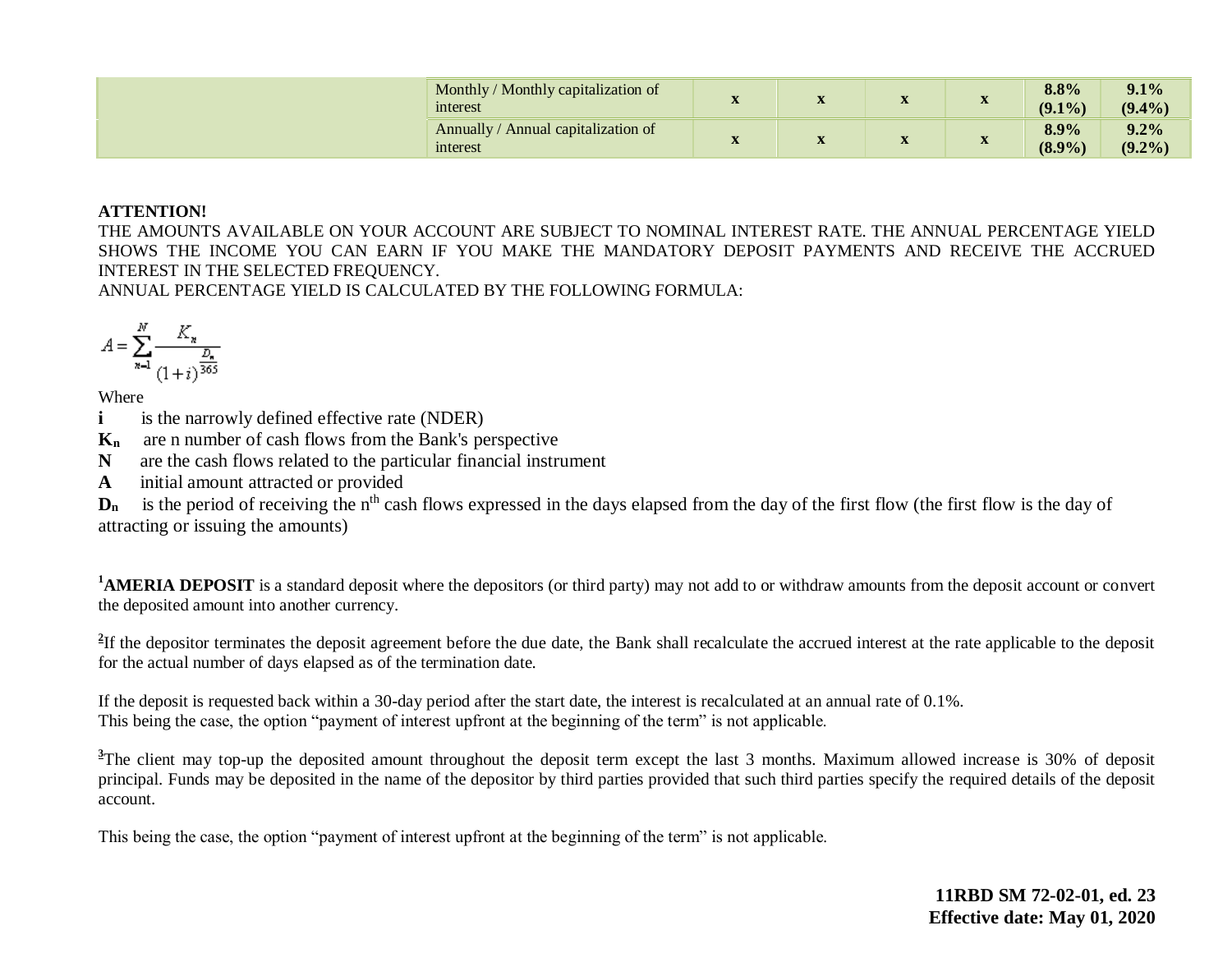| | | | | | | | |
|---|---|---|---|---|---|---|---|
| | Monthly / Monthly capitalization of interest | **x** | **x** | **x** | **x** | **8.8% (9.1%)** | **9.1% (9.4%)** |
| | Annually / Annual capitalization of interest | **x** | **x** | **x** | **x** | **8.9% (8.9%)** | **9.2% (9.2%)** |

**ATTENTION!**

THE AMOUNTS AVAILABLE ON YOUR ACCOUNT ARE SUBJECT TO NOMINAL INTEREST RATE. THE ANNUAL PERCENTAGE YIELD SHOWS THE INCOME YOU CAN EARN IF YOU MAKE THE MANDATORY DEPOSIT PAYMENTS AND RECEIVE THE ACCRUED INTEREST IN THE SELECTED FREQUENCY.

ANNUAL PERCENTAGE YIELD IS CALCULATED BY THE FOLLOWING FORMULA:

$$A = \sum_{n=1}^{N} \frac{K_n}{(1+i)^{\frac{D_n}{365}}}$$

Where

**i** is the narrowly defined effective rate (NDER)

$K_n$ are n number of cash flows from the Bank's perspective

**N** are the cash flows related to the particular financial instrument

**A** initial amount attracted or provided

$D_n$ is the period of receiving the $n^{th}$ cash flows expressed in the days elapsed from the day of the first flow (the first flow is the day of attracting or issuing the amounts)

[1]**AMERIA DEPOSIT** is a standard deposit where the depositors (or third party) may not add to or withdraw amounts from the deposit account or convert the deposited amount into another currency.

[2]If the depositor terminates the deposit agreement before the due date, the Bank shall recalculate the accrued interest at the rate applicable to the deposit for the actual number of days elapsed as of the termination date.

If the deposit is requested back within a 30-day period after the start date, the interest is recalculated at an annual rate of 0.1%.
This being the case, the option "payment of interest upfront at the beginning of the term" is not applicable.

[3]The client may top-up the deposited amount throughout the deposit term except the last 3 months. Maximum allowed increase is 30% of deposit principal. Funds may be deposited in the name of the depositor by third parties provided that such third parties specify the required details of the deposit account.

This being the case, the option "payment of interest upfront at the beginning of the term" is not applicable.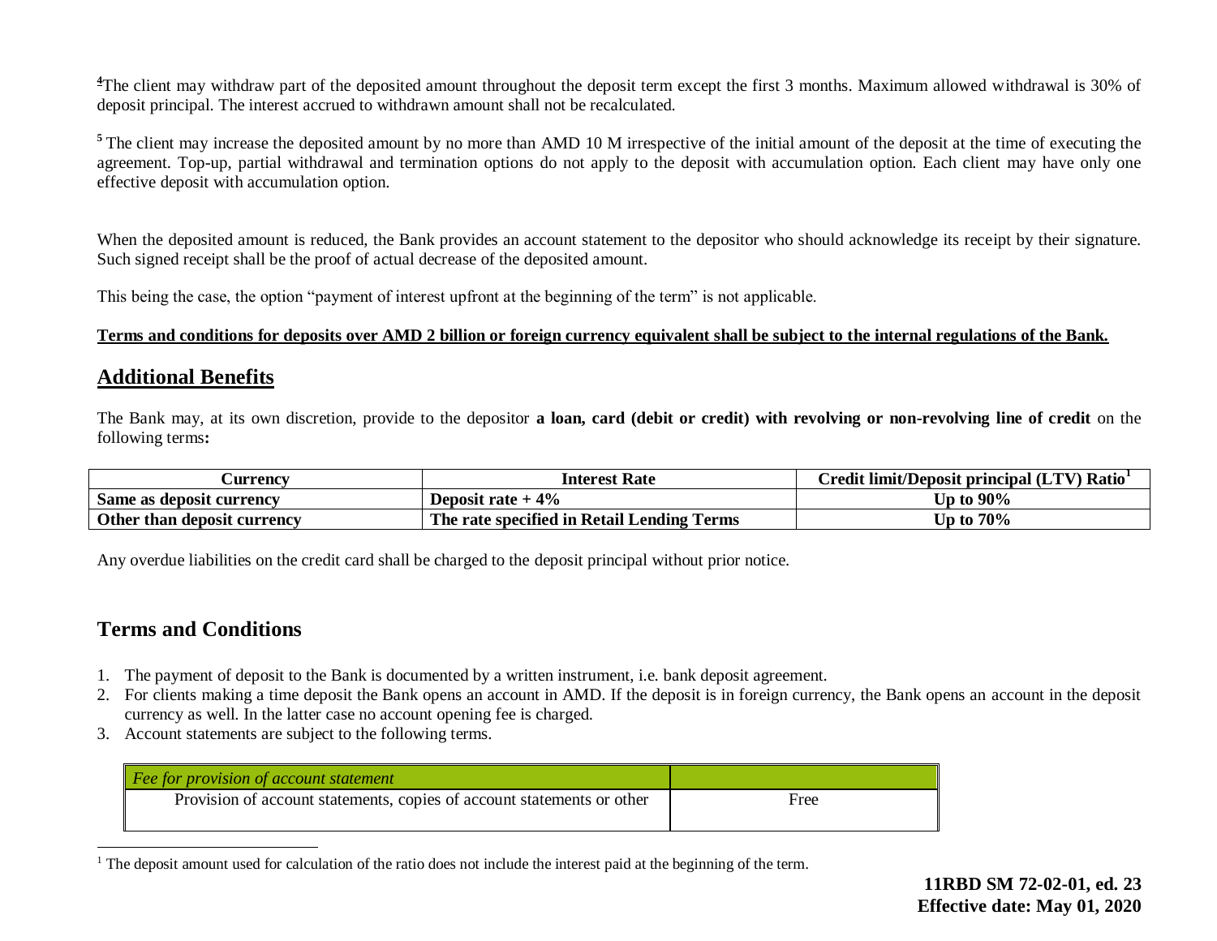[4]The client may withdraw part of the deposited amount throughout the deposit term except the first 3 months. Maximum allowed withdrawal is 30% of deposit principal. The interest accrued to withdrawn amount shall not be recalculated.

[5] The client may increase the deposited amount by no more than AMD 10 M irrespective of the initial amount of the deposit at the time of executing the agreement. Top-up, partial withdrawal and termination options do not apply to the deposit with accumulation option. Each client may have only one effective deposit with accumulation option.

When the deposited amount is reduced, the Bank provides an account statement to the depositor who should acknowledge its receipt by their signature. Such signed receipt shall be the proof of actual decrease of the deposited amount.

This being the case, the option "payment of interest upfront at the beginning of the term" is not applicable.

**Terms and conditions for deposits over AMD 2 billion or foreign currency equivalent shall be subject to the internal regulations of the Bank.**

## Additional Benefits

The Bank may, at its own discretion, provide to the depositor **a loan, card (debit or credit) with revolving or non-revolving line of credit** on the following terms**:**

| Currency | Interest Rate | Credit limit/Deposit principal (LTV) Ratio[1] |
|---|---|---|
| **Same as deposit currency** | **Deposit rate + 4%** | **Up to 90%** |
| **Other than deposit currency** | **The rate specified in Retail Lending Terms** | **Up to 70%** |

Any overdue liabilities on the credit card shall be charged to the deposit principal without prior notice.

## Terms and Conditions

1. The payment of deposit to the Bank is documented by a written instrument, i.e. bank deposit agreement.
2. For clients making a time deposit the Bank opens an account in AMD. If the deposit is in foreign currency, the Bank opens an account in the deposit currency as well. In the latter case no account opening fee is charged.
3. Account statements are subject to the following terms.

| *Fee for provision of account statement* | |
|---|---|
| Provision of account statements, copies of account statements or other | Free |

[1] The deposit amount used for calculation of the ratio does not include the interest paid at the beginning of the term.

**11RBD SM 72-02-01, ed. 23**
**Effective date: May 01, 2020**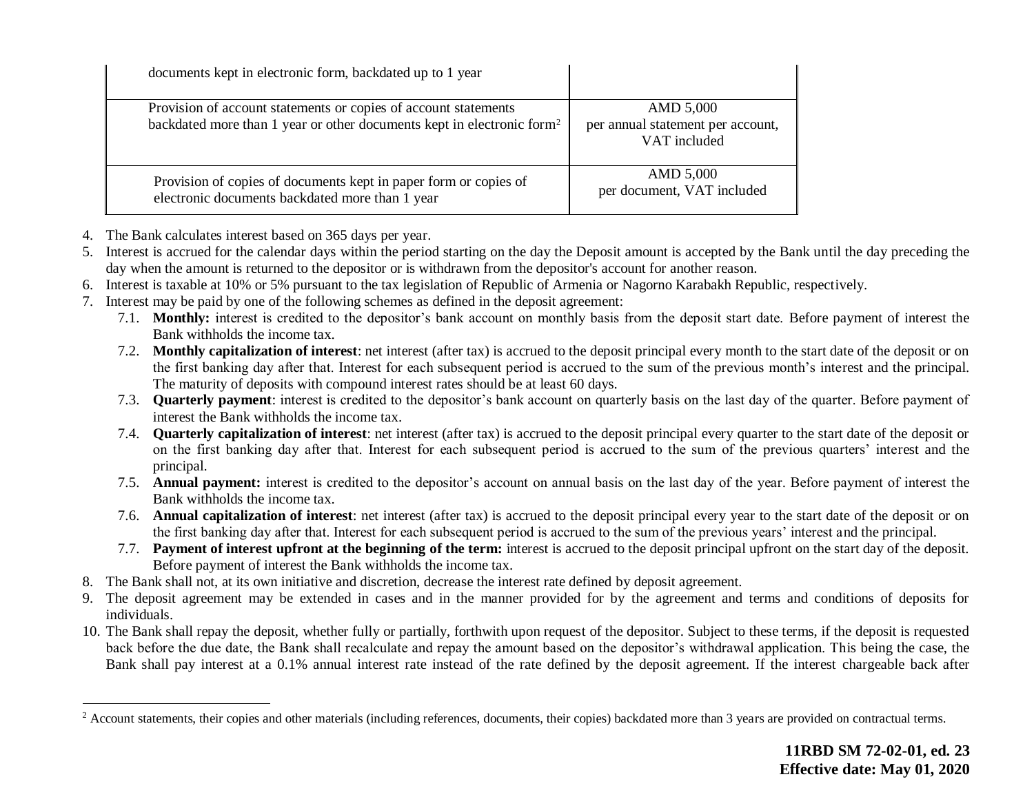| | |
|---|---|
| documents kept in electronic form, backdated up to 1 year | |
| Provision of account statements or copies of account statements backdated more than 1 year or other documents kept in electronic form[2] | AMD 5,000 per annual statement per account, VAT included |
| Provision of copies of documents kept in paper form or copies of electronic documents backdated more than 1 year | AMD 5,000 per document, VAT included |

4. The Bank calculates interest based on 365 days per year.
5. Interest is accrued for the calendar days within the period starting on the day the Deposit amount is accepted by the Bank until the day preceding the day when the amount is returned to the depositor or is withdrawn from the depositor's account for another reason.
6. Interest is taxable at 10% or 5% pursuant to the tax legislation of Republic of Armenia or Nagorno Karabakh Republic, respectively.
7. Interest may be paid by one of the following schemes as defined in the deposit agreement:
   - 7.1. **Monthly:** interest is credited to the depositor's bank account on monthly basis from the deposit start date. Before payment of interest the Bank withholds the income tax.
   - 7.2. **Monthly capitalization of interest**: net interest (after tax) is accrued to the deposit principal every month to the start date of the deposit or on the first banking day after that. Interest for each subsequent period is accrued to the sum of the previous month's interest and the principal. The maturity of deposits with compound interest rates should be at least 60 days.
   - 7.3. **Quarterly payment**: interest is credited to the depositor's bank account on quarterly basis on the last day of the quarter. Before payment of interest the Bank withholds the income tax.
   - 7.4. **Quarterly capitalization of interest**: net interest (after tax) is accrued to the deposit principal every quarter to the start date of the deposit or on the first banking day after that. Interest for each subsequent period is accrued to the sum of the previous quarters' interest and the principal.
   - 7.5. **Annual payment:** interest is credited to the depositor's account on annual basis on the last day of the year. Before payment of interest the Bank withholds the income tax.
   - 7.6. **Annual capitalization of interest**: net interest (after tax) is accrued to the deposit principal every year to the start date of the deposit or on the first banking day after that. Interest for each subsequent period is accrued to the sum of the previous years' interest and the principal.
   - 7.7. **Payment of interest upfront at the beginning of the term:** interest is accrued to the deposit principal upfront on the start day of the deposit. Before payment of interest the Bank withholds the income tax.
8. The Bank shall not, at its own initiative and discretion, decrease the interest rate defined by deposit agreement.
9. The deposit agreement may be extended in cases and in the manner provided for by the agreement and terms and conditions of deposits for individuals.
10. The Bank shall repay the deposit, whether fully or partially, forthwith upon request of the depositor. Subject to these terms, if the deposit is requested back before the due date, the Bank shall recalculate and repay the amount based on the depositor's withdrawal application. This being the case, the Bank shall pay interest at a 0.1% annual interest rate instead of the rate defined by the deposit agreement. If the interest chargeable back after

[2] Account statements, their copies and other materials (including references, documents, their copies) backdated more than 3 years are provided on contractual terms.

**11RBD SM 72-02-01, ed. 23**
**Effective date: May 01, 2020**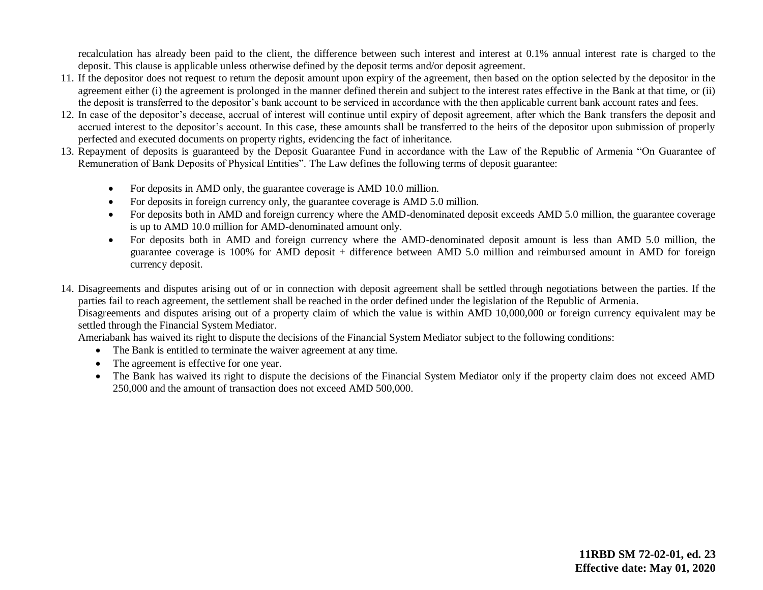recalculation has already been paid to the client, the difference between such interest and interest at 0.1% annual interest rate is charged to the deposit. This clause is applicable unless otherwise defined by the deposit terms and/or deposit agreement.

11. If the depositor does not request to return the deposit amount upon expiry of the agreement, then based on the option selected by the depositor in the agreement either (i) the agreement is prolonged in the manner defined therein and subject to the interest rates effective in the Bank at that time, or (ii) the deposit is transferred to the depositor's bank account to be serviced in accordance with the then applicable current bank account rates and fees.
12. In case of the depositor's decease, accrual of interest will continue until expiry of deposit agreement, after which the Bank transfers the deposit and accrued interest to the depositor's account. In this case, these amounts shall be transferred to the heirs of the depositor upon submission of properly perfected and executed documents on property rights, evidencing the fact of inheritance.
13. Repayment of deposits is guaranteed by the Deposit Guarantee Fund in accordance with the Law of the Republic of Armenia "On Guarantee of Remuneration of Bank Deposits of Physical Entities". The Law defines the following terms of deposit guarantee:

    - For deposits in AMD only, the guarantee coverage is AMD 10.0 million.
    - For deposits in foreign currency only, the guarantee coverage is AMD 5.0 million.
    - For deposits both in AMD and foreign currency where the AMD-denominated deposit exceeds AMD 5.0 million, the guarantee coverage is up to AMD 10.0 million for AMD-denominated amount only.
    - For deposits both in AMD and foreign currency where the AMD-denominated deposit amount is less than AMD 5.0 million, the guarantee coverage is 100% for AMD deposit + difference between AMD 5.0 million and reimbursed amount in AMD for foreign currency deposit.

14. Disagreements and disputes arising out of or in connection with deposit agreement shall be settled through negotiations between the parties. If the parties fail to reach agreement, the settlement shall be reached in the order defined under the legislation of the Republic of Armenia.
    Disagreements and disputes arising out of a property claim of which the value is within AMD 10,000,000 or foreign currency equivalent may be settled through the Financial System Mediator.
    Ameriabank has waived its right to dispute the decisions of the Financial System Mediator subject to the following conditions:
    - The Bank is entitled to terminate the waiver agreement at any time.
    - The agreement is effective for one year.
    - The Bank has waived its right to dispute the decisions of the Financial System Mediator only if the property claim does not exceed AMD 250,000 and the amount of transaction does not exceed AMD 500,000.

**11RBD SM 72-02-01, ed. 23**
**Effective date: May 01, 2020**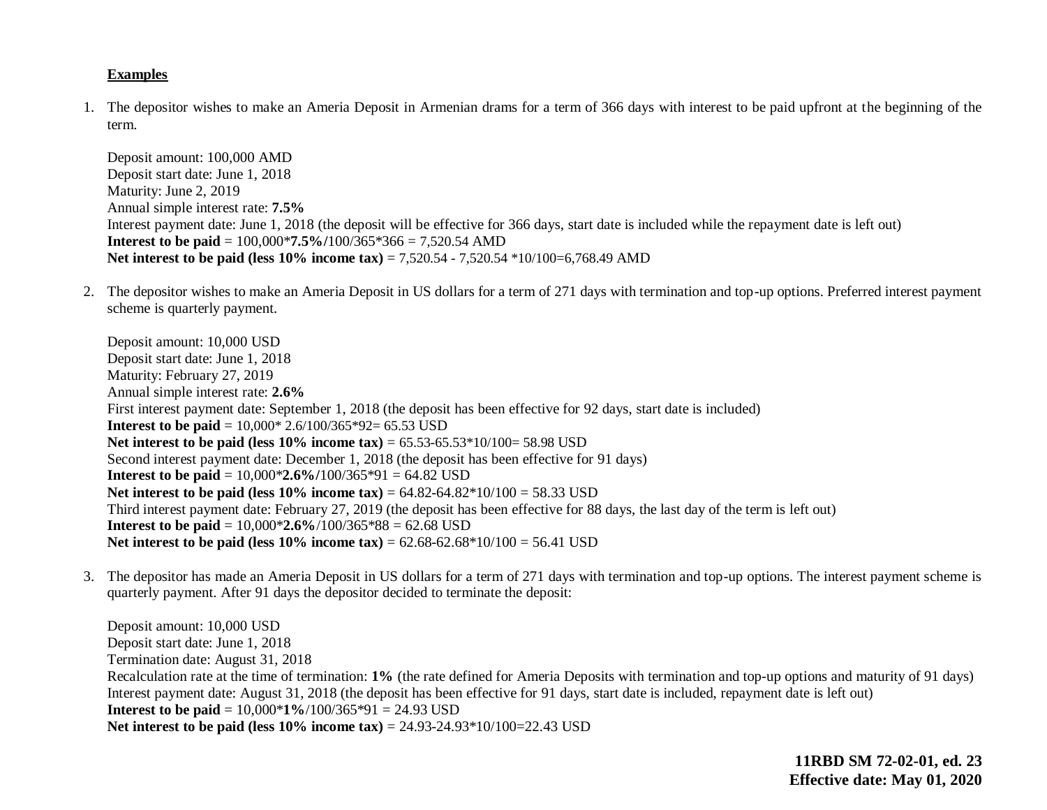**Examples**

1. The depositor wishes to make an Ameria Deposit in Armenian drams for a term of 366 days with interest to be paid upfront at the beginning of the term.

   Deposit amount: 100,000 AMD
   Deposit start date: June 1, 2018
   Maturity: June 2, 2019
   Annual simple interest rate: **7.5%**
   Interest payment date: June 1, 2018 (the deposit will be effective for 366 days, start date is included while the repayment date is left out)
   **Interest to be paid** = 100,000***7.5%/**100/365*366 = 7,520.54 AMD
   **Net interest to be paid (less 10% income tax)** = 7,520.54 - 7,520.54 *10/100=6,768.49 AMD

2. The depositor wishes to make an Ameria Deposit in US dollars for a term of 271 days with termination and top-up options. Preferred interest payment scheme is quarterly payment.

   Deposit amount: 10,000 USD
   Deposit start date: June 1, 2018
   Maturity: February 27, 2019
   Annual simple interest rate: **2.6%**
   First interest payment date: September 1, 2018 (the deposit has been effective for 92 days, start date is included)
   **Interest to be paid** = 10,000* 2.6/100/365*92= 65.53 USD
   **Net interest to be paid (less 10% income tax)** = 65.53-65.53*10/100= 58.98 USD
   Second interest payment date: December 1, 2018 (the deposit has been effective for 91 days)
   **Interest to be paid** = 10,000***2.6%/**100/365*91 = 64.82 USD
   **Net interest to be paid (less 10% income tax)** = 64.82-64.82*10/100 = 58.33 USD
   Third interest payment date: February 27, 2019 (the deposit has been effective for 88 days, the last day of the term is left out)
   **Interest to be paid** = 10,000***2.6%**/100/365*88 = 62.68 USD
   **Net interest to be paid (less 10% income tax)** = 62.68-62.68*10/100 = 56.41 USD

3. The depositor has made an Ameria Deposit in US dollars for a term of 271 days with termination and top-up options. The interest payment scheme is quarterly payment. After 91 days the depositor decided to terminate the deposit:

   Deposit amount: 10,000 USD
   Deposit start date: June 1, 2018
   Termination date: August 31, 2018
   Recalculation rate at the time of termination: **1%** (the rate defined for Ameria Deposits with termination and top-up options and maturity of 91 days)
   Interest payment date: August 31, 2018 (the deposit has been effective for 91 days, start date is included, repayment date is left out)
   **Interest to be paid** = 10,000***1%**/100/365*91 = 24.93 USD
   **Net interest to be paid (less 10% income tax)** = 24.93-24.93*10/100=22.43 USD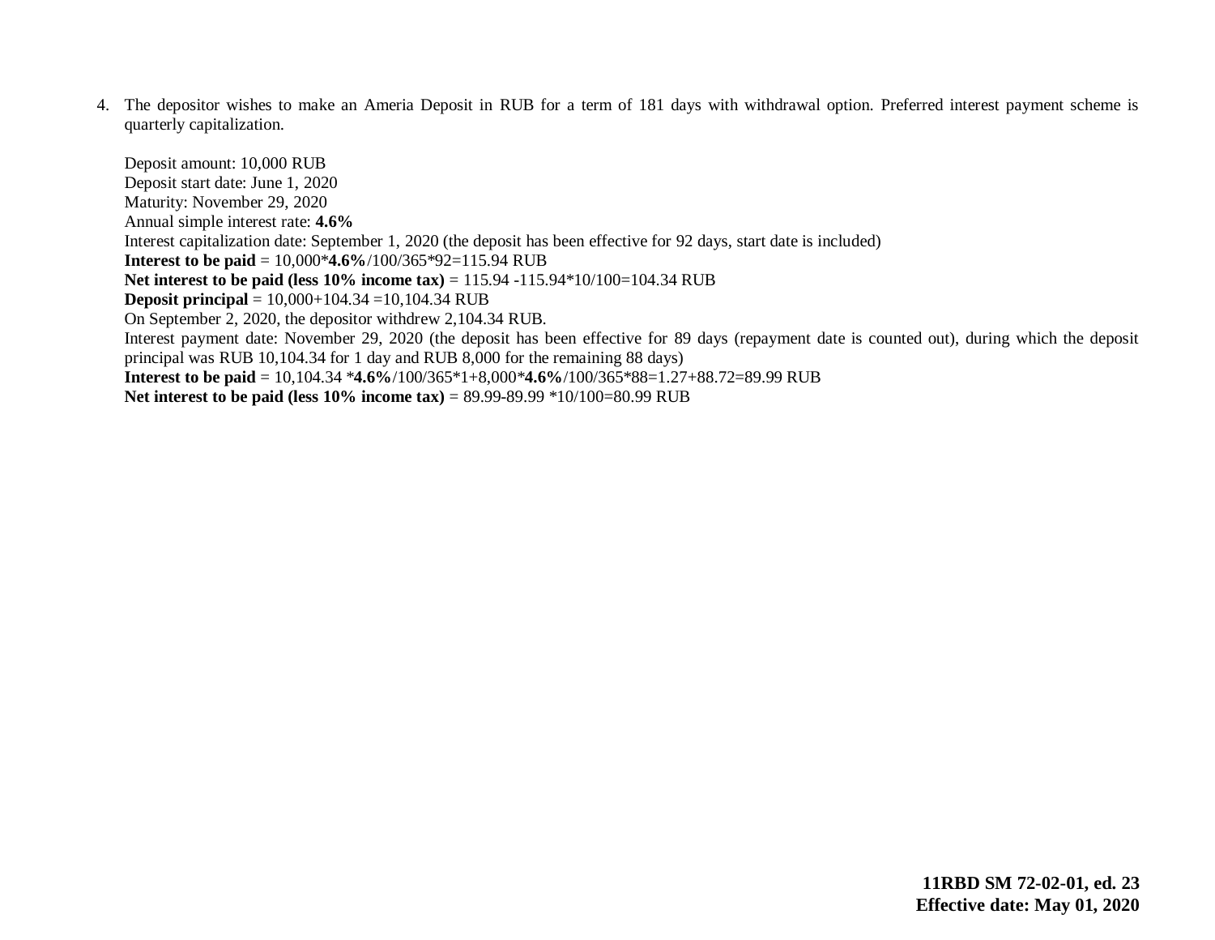4. The depositor wishes to make an Ameria Deposit in RUB for a term of 181 days with withdrawal option. Preferred interest payment scheme is quarterly capitalization.

   Deposit amount: 10,000 RUB
   Deposit start date: June 1, 2020
   Maturity: November 29, 2020
   Annual simple interest rate: **4.6%**
   Interest capitalization date: September 1, 2020 (the deposit has been effective for 92 days, start date is included)
   **Interest to be paid** = 10,000\***4.6%**/100/365\*92=115.94 RUB
   **Net interest to be paid (less 10% income tax)** = 115.94 -115.94\*10/100=104.34 RUB
   **Deposit principal** = 10,000+104.34 =10,104.34 RUB
   On September 2, 2020, the depositor withdrew 2,104.34 RUB.
   Interest payment date: November 29, 2020 (the deposit has been effective for 89 days (repayment date is counted out), during which the deposit principal was RUB 10,104.34 for 1 day and RUB 8,000 for the remaining 88 days)
   **Interest to be paid** = 10,104.34 \***4.6%**/100/365\*1+8,000\***4.6%**/100/365\*88=1.27+88.72=89.99 RUB
   **Net interest to be paid (less 10% income tax)** = 89.99-89.99 \*10/100=80.99 RUB